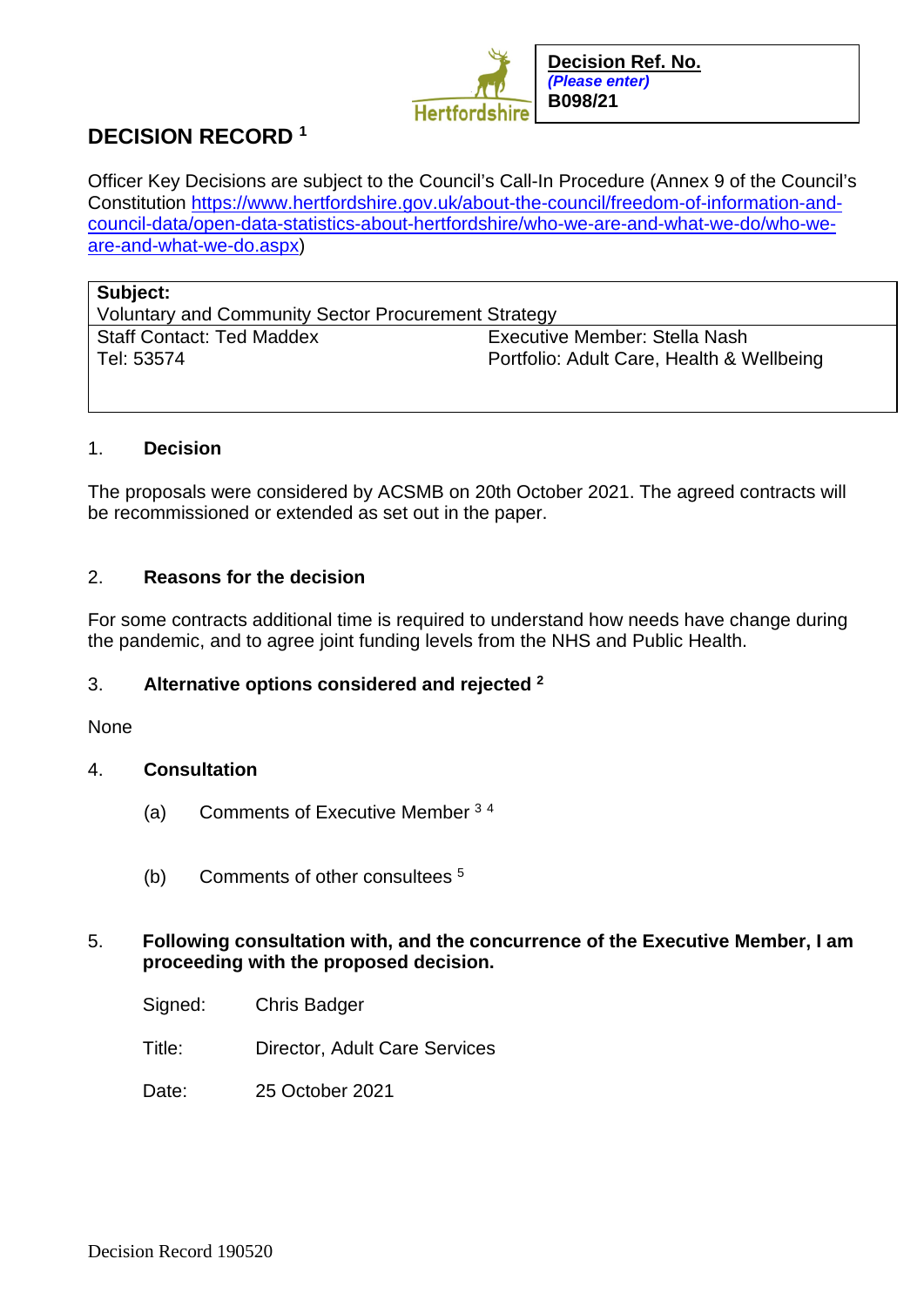**Decision Ref. No.**
*(Please enter)*
**B098/21**

# DECISION RECORD [1]

Officer Key Decisions are subject to the Council's Call-In Procedure (Annex 9 of the Council's Constitution https://www.hertfordshire.gov.uk/about-the-council/freedom-of-information-and-council-data/open-data-statistics-about-hertfordshire/who-we-are-and-what-we-do/who-we-are-and-what-we-do.aspx)

| **Subject:** Voluntary and Community Sector Procurement Strategy | |
|---|---|
| Staff Contact: Ted Maddex<br>Tel: 53574 | Executive Member: Stella Nash<br>Portfolio: Adult Care, Health & Wellbeing |

## 1. Decision

The proposals were considered by ACSMB on 20th October 2021. The agreed contracts will be recommissioned or extended as set out in the paper.

## 2. Reasons for the decision

For some contracts additional time is required to understand how needs have change during the pandemic, and to agree joint funding levels from the NHS and Public Health.

## 3. Alternative options considered and rejected [2]

None

## 4. Consultation

(a) Comments of Executive Member [3] [4]

(b) Comments of other consultees [5]

## 5. Following consultation with, and the concurrence of the Executive Member, I am proceeding with the proposed decision.

Signed: Chris Badger

Title: Director, Adult Care Services

Date: 25 October 2021

Decision Record 190520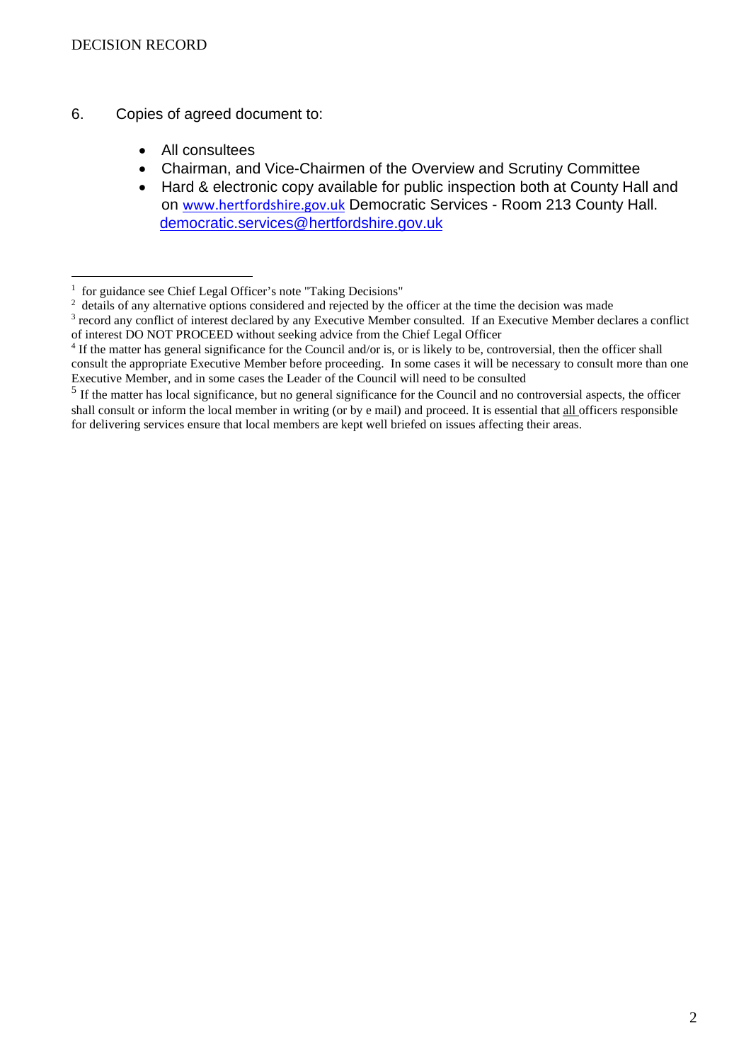6. Copies of agreed document to:

    - All consultees
    - Chairman, and Vice-Chairmen of the Overview and Scrutiny Committee
    - Hard & electronic copy available for public inspection both at County Hall and on www.hertfordshire.gov.uk Democratic Services - Room 213 County Hall. democratic.services@hertfordshire.gov.uk

---

[1] for guidance see Chief Legal Officer's note "Taking Decisions"

[2] details of any alternative options considered and rejected by the officer at the time the decision was made

[3] record any conflict of interest declared by any Executive Member consulted. If an Executive Member declares a conflict of interest DO NOT PROCEED without seeking advice from the Chief Legal Officer

[4] If the matter has general significance for the Council and/or is, or is likely to be, controversial, then the officer shall consult the appropriate Executive Member before proceeding. In some cases it will be necessary to consult more than one Executive Member, and in some cases the Leader of the Council will need to be consulted

[5] If the matter has local significance, but no general significance for the Council and no controversial aspects, the officer shall consult or inform the local member in writing (or by e mail) and proceed. It is essential that all officers responsible for delivering services ensure that local members are kept well briefed on issues affecting their areas.